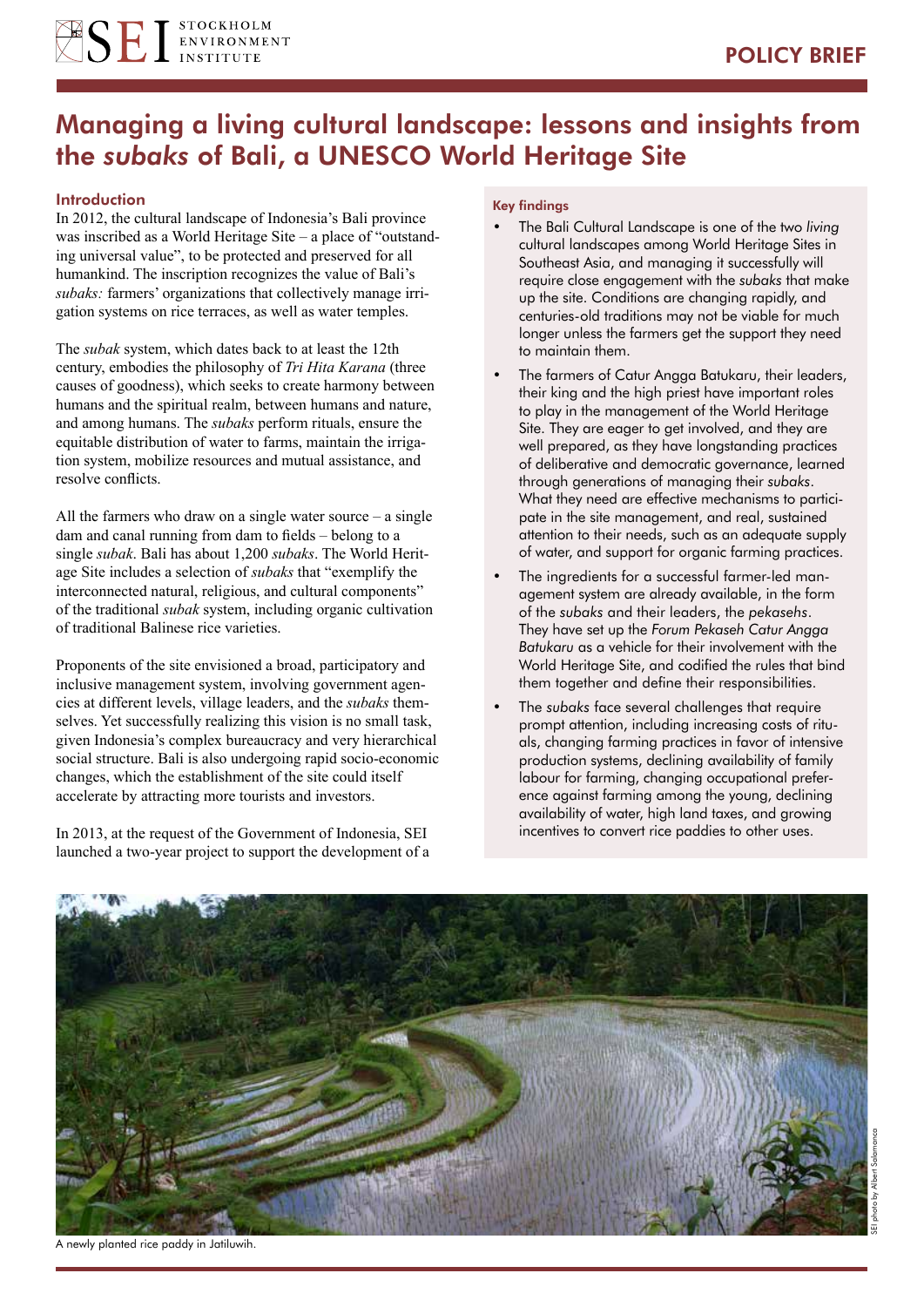# Managing a living cultural landscape: lessons and insights from the *subaks* of Bali, a UNESCO World Heritage Site

## Introduction

In 2012, the cultural landscape of Indonesia's Bali province was inscribed as a World Heritage Site – a place of "outstanding universal value", to be protected and preserved for all humankind. The inscription recognizes the value of Bali's *subaks:* farmers' organizations that collectively manage irrigation systems on rice terraces, as well as water temples.

The *subak* system, which dates back to at least the 12th century, embodies the philosophy of *Tri Hita Karana* (three causes of goodness), which seeks to create harmony between humans and the spiritual realm, between humans and nature, and among humans. The *subaks* perform rituals, ensure the equitable distribution of water to farms, maintain the irrigation system, mobilize resources and mutual assistance, and resolve conflicts.

All the farmers who draw on a single water source – a single dam and canal running from dam to fields – belong to a single *subak*. Bali has about 1,200 *subaks*. The World Heritage Site includes a selection of *subaks* that "exemplify the interconnected natural, religious, and cultural components" of the traditional *subak* system, including organic cultivation of traditional Balinese rice varieties.

Proponents of the site envisioned a broad, participatory and inclusive management system, involving government agencies at different levels, village leaders, and the *subaks* themselves. Yet successfully realizing this vision is no small task, given Indonesia's complex bureaucracy and very hierarchical social structure. Bali is also undergoing rapid socio-economic changes, which the establishment of the site could itself accelerate by attracting more tourists and investors.

In 2013, at the request of the Government of Indonesia, SEI launched a two-year project to support the development of a

### Key findings

- The Bali Cultural Landscape is one of the two *living* cultural landscapes among World Heritage Sites in Southeast Asia, and managing it successfully will require close engagement with the *subaks* that make up the site. Conditions are changing rapidly, and centuries-old traditions may not be viable for much longer unless the farmers get the support they need to maintain them.
- The farmers of Catur Angga Batukaru, their leaders, their king and the high priest have important roles to play in the management of the World Heritage Site. They are eager to get involved, and they are well prepared, as they have longstanding practices of deliberative and democratic governance, learned through generations of managing their *subaks*. What they need are effective mechanisms to participate in the site management, and real, sustained attention to their needs, such as an adequate supply of water, and support for organic farming practices.
- The ingredients for a successful farmer-led management system are already available, in the form of the *subaks* and their leaders, the *pekasehs*. They have set up the *Forum Pekaseh Catur Angga Batukaru* as a vehicle for their involvement with the World Heritage Site, and codified the rules that bind them together and define their responsibilities.
- The *subaks* face several challenges that require prompt attention, including increasing costs of rituals, changing farming practices in favor of intensive production systems, declining availability of family labour for farming, changing occupational preference against farming among the young, declining availability of water, high land taxes, and growing incentives to convert rice paddies to other uses.

A newly planted rice paddy in Jatiluwih.

SEI photo by Albert Salamanca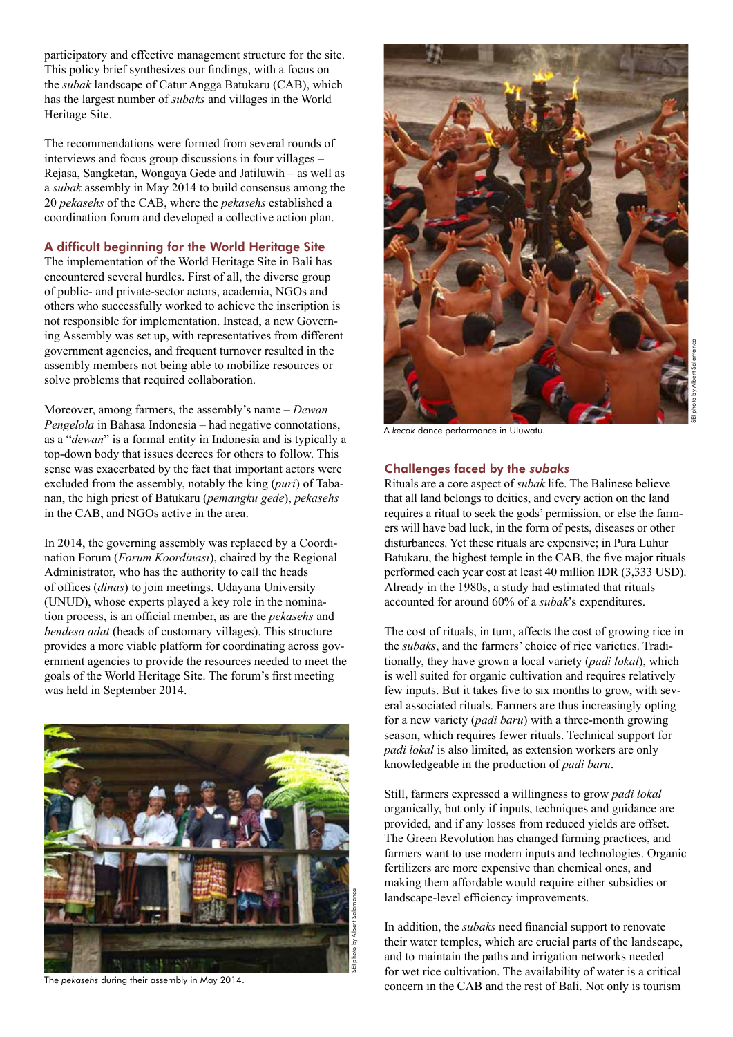participatory and effective management structure for the site. This policy brief synthesizes our findings, with a focus on the *subak* landscape of Catur Angga Batukaru (CAB), which has the largest number of *subaks* and villages in the World Heritage Site.

The recommendations were formed from several rounds of interviews and focus group discussions in four villages – Rejasa, Sangketan, Wongaya Gede and Jatiluwih – as well as a *subak* assembly in May 2014 to build consensus among the 20 *pekasehs* of the CAB, where the *pekasehs* established a coordination forum and developed a collective action plan.

## A difficult beginning for the World Heritage Site

The implementation of the World Heritage Site in Bali has encountered several hurdles. First of all, the diverse group of public- and private-sector actors, academia, NGOs and others who successfully worked to achieve the inscription is not responsible for implementation. Instead, a new Governing Assembly was set up, with representatives from different government agencies, and frequent turnover resulted in the assembly members not being able to mobilize resources or solve problems that required collaboration.

Moreover, among farmers, the assembly's name – *Dewan Pengelola* in Bahasa Indonesia – had negative connotations, as a "*dewan*" is a formal entity in Indonesia and is typically a top-down body that issues decrees for others to follow. This sense was exacerbated by the fact that important actors were excluded from the assembly, notably the king (*puri*) of Tabanan, the high priest of Batukaru (*pemangku gede*), *pekasehs* in the CAB, and NGOs active in the area.

In 2014, the governing assembly was replaced by a Coordination Forum (*Forum Koordinasi*), chaired by the Regional Administrator, who has the authority to call the heads of offices (*dinas*) to join meetings. Udayana University (UNUD), whose experts played a key role in the nomination process, is an official member, as are the *pekasehs* and *bendesa adat* (heads of customary villages). This structure provides a more viable platform for coordinating across government agencies to provide the resources needed to meet the goals of the World Heritage Site. The forum's first meeting was held in September 2014.

SEI photo by Albert Salamanca

The *pekasehs* during their assembly in May 2014.

SEI photo by Albert Salamanca

A *kecak* dance performance in Uluwatu.

## Challenges faced by the *subaks*

Rituals are a core aspect of *subak* life. The Balinese believe that all land belongs to deities, and every action on the land requires a ritual to seek the gods' permission, or else the farmers will have bad luck, in the form of pests, diseases or other disturbances. Yet these rituals are expensive; in Pura Luhur Batukaru, the highest temple in the CAB, the five major rituals performed each year cost at least 40 million IDR (3,333 USD). Already in the 1980s, a study had estimated that rituals accounted for around 60% of a *subak*'s expenditures.

The cost of rituals, in turn, affects the cost of growing rice in the *subaks*, and the farmers' choice of rice varieties. Traditionally, they have grown a local variety (*padi lokal*), which is well suited for organic cultivation and requires relatively few inputs. But it takes five to six months to grow, with several associated rituals. Farmers are thus increasingly opting for a new variety (*padi baru*) with a three-month growing season, which requires fewer rituals. Technical support for *padi lokal* is also limited, as extension workers are only knowledgeable in the production of *padi baru*.

Still, farmers expressed a willingness to grow *padi lokal* organically, but only if inputs, techniques and guidance are provided, and if any losses from reduced yields are offset. The Green Revolution has changed farming practices, and farmers want to use modern inputs and technologies. Organic fertilizers are more expensive than chemical ones, and making them affordable would require either subsidies or landscape-level efficiency improvements.

In addition, the *subaks* need financial support to renovate their water temples, which are crucial parts of the landscape, and to maintain the paths and irrigation networks needed for wet rice cultivation. The availability of water is a critical concern in the CAB and the rest of Bali. Not only is tourism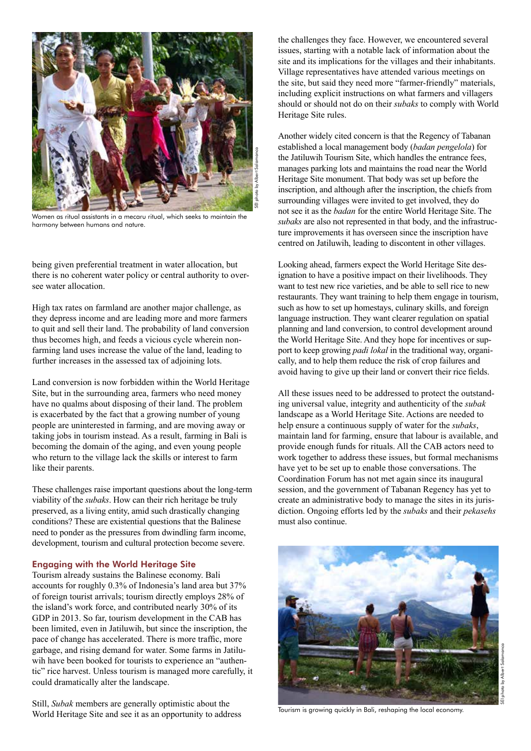Women as ritual assistants in a mecaru ritual, which seeks to maintain the harmony between humans and nature.

being given preferential treatment in water allocation, but there is no coherent water policy or central authority to oversee water allocation.

High tax rates on farmland are another major challenge, as they depress income and are leading more and more farmers to quit and sell their land. The probability of land conversion thus becomes high, and feeds a vicious cycle wherein non-farming land uses increase the value of the land, leading to further increases in the assessed tax of adjoining lots.

Land conversion is now forbidden within the World Heritage Site, but in the surrounding area, farmers who need money have no qualms about disposing of their land. The problem is exacerbated by the fact that a growing number of young people are uninterested in farming, and are moving away or taking jobs in tourism instead. As a result, farming in Bali is becoming the domain of the aging, and even young people who return to the village lack the skills or interest to farm like their parents.

These challenges raise important questions about the long-term viability of the *subaks*. How can their rich heritage be truly preserved, as a living entity, amid such drastically changing conditions? These are existential questions that the Balinese need to ponder as the pressures from dwindling farm income, development, tourism and cultural protection become severe.

## Engaging with the World Heritage Site

Tourism already sustains the Balinese economy. Bali accounts for roughly 0.3% of Indonesia's land area but 37% of foreign tourist arrivals; tourism directly employs 28% of the island's work force, and contributed nearly 30% of its GDP in 2013. So far, tourism development in the CAB has been limited, even in Jatiluwih, but since the inscription, the pace of change has accelerated. There is more traffic, more garbage, and rising demand for water. Some farms in Jatiluwih have been booked for tourists to experience an "authentic" rice harvest. Unless tourism is managed more carefully, it could dramatically alter the landscape.

Still, *Subak* members are generally optimistic about the World Heritage Site and see it as an opportunity to address the challenges they face. However, we encountered several issues, starting with a notable lack of information about the site and its implications for the villages and their inhabitants. Village representatives have attended various meetings on the site, but said they need more "farmer-friendly" materials, including explicit instructions on what farmers and villagers should or should not do on their *subaks* to comply with World Heritage Site rules.

Another widely cited concern is that the Regency of Tabanan established a local management body (*badan pengelola*) for the Jatiluwih Tourism Site, which handles the entrance fees, manages parking lots and maintains the road near the World Heritage Site monument. That body was set up before the inscription, and although after the inscription, the chiefs from surrounding villages were invited to get involved, they do not see it as the *badan* for the entire World Heritage Site. The *subaks* are also not represented in that body, and the infrastructure improvements it has overseen since the inscription have centred on Jatiluwih, leading to discontent in other villages.

Looking ahead, farmers expect the World Heritage Site designation to have a positive impact on their livelihoods. They want to test new rice varieties, and be able to sell rice to new restaurants. They want training to help them engage in tourism, such as how to set up homestays, culinary skills, and foreign language instruction. They want clearer regulation on spatial planning and land conversion, to control development around the World Heritage Site. And they hope for incentives or support to keep growing *padi lokal* in the traditional way, organically, and to help them reduce the risk of crop failures and avoid having to give up their land or convert their rice fields.

All these issues need to be addressed to protect the outstanding universal value, integrity and authenticity of the *subak* landscape as a World Heritage Site. Actions are needed to help ensure a continuous supply of water for the *subaks*, maintain land for farming, ensure that labour is available, and provide enough funds for rituals. All the CAB actors need to work together to address these issues, but formal mechanisms have yet to be set up to enable those conversations. The Coordination Forum has not met again since its inaugural session, and the government of Tabanan Regency has yet to create an administrative body to manage the sites in its jurisdiction. Ongoing efforts led by the *subaks* and their *pekasehs* must also continue.

Tourism is growing quickly in Bali, reshaping the local economy.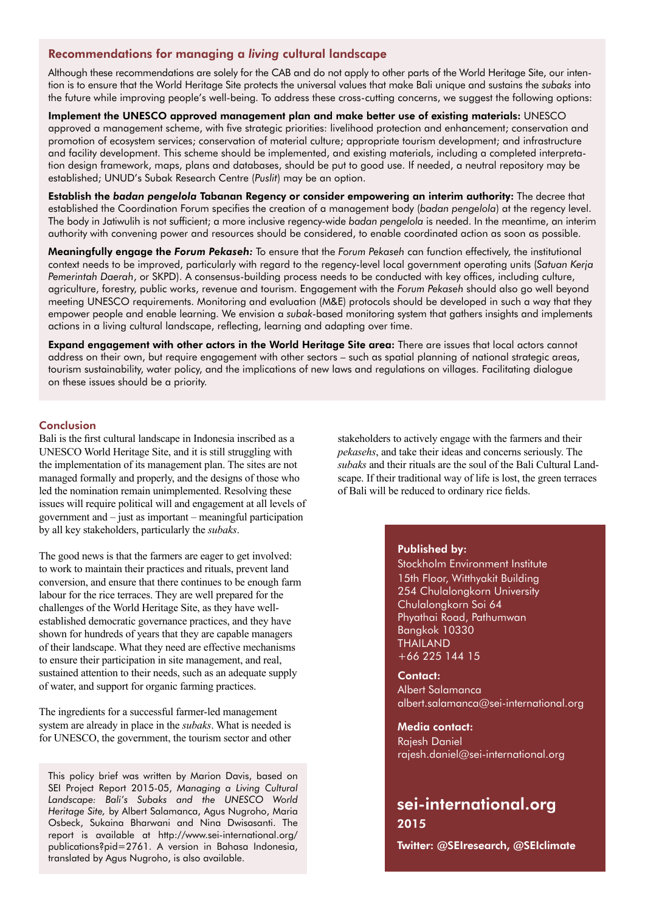## Recommendations for managing a *living* cultural landscape

Although these recommendations are solely for the CAB and do not apply to other parts of the World Heritage Site, our intention is to ensure that the World Heritage Site protects the universal values that make Bali unique and sustains the *subaks* into the future while improving people's well-being. To address these cross-cutting concerns, we suggest the following options:

**Implement the UNESCO approved management plan and make better use of existing materials:** UNESCO approved a management scheme, with five strategic priorities: livelihood protection and enhancement; conservation and promotion of ecosystem services; conservation of material culture; appropriate tourism development; and infrastructure and facility development. This scheme should be implemented, and existing materials, including a completed interpretation design framework, maps, plans and databases, should be put to good use. If needed, a neutral repository may be established; UNUD's Subak Research Centre (*Puslit*) may be an option.

**Establish the *badan pengelola* Tabanan Regency or consider empowering an interim authority:** The decree that established the Coordination Forum specifies the creation of a management body (*badan pengelola*) at the regency level. The body in Jatiwulih is not sufficient; a more inclusive regency-wide *badan pengelola* is needed. In the meantime, an interim authority with convening power and resources should be considered, to enable coordinated action as soon as possible.

**Meaningfully engage the *Forum Pekaseh*:** To ensure that the *Forum Pekaseh* can function effectively, the institutional context needs to be improved, particularly with regard to the regency-level local government operating units (*Satuan Kerja Pemerintah Daerah*, or SKPD). A consensus-building process needs to be conducted with key offices, including culture, agriculture, forestry, public works, revenue and tourism. Engagement with the *Forum Pekaseh* should also go well beyond meeting UNESCO requirements. Monitoring and evaluation (M&E) protocols should be developed in such a way that they empower people and enable learning. We envision a *subak*-based monitoring system that gathers insights and implements actions in a living cultural landscape, reflecting, learning and adapting over time.

**Expand engagement with other actors in the World Heritage Site area:** There are issues that local actors cannot address on their own, but require engagement with other sectors – such as spatial planning of national strategic areas, tourism sustainability, water policy, and the implications of new laws and regulations on villages. Facilitating dialogue on these issues should be a priority.

## Conclusion

Bali is the first cultural landscape in Indonesia inscribed as a UNESCO World Heritage Site, and it is still struggling with the implementation of its management plan. The sites are not managed formally and properly, and the designs of those who led the nomination remain unimplemented. Resolving these issues will require political will and engagement at all levels of government and – just as important – meaningful participation by all key stakeholders, particularly the *subaks*.

The good news is that the farmers are eager to get involved: to work to maintain their practices and rituals, prevent land conversion, and ensure that there continues to be enough farm labour for the rice terraces. They are well prepared for the challenges of the World Heritage Site, as they have well-established democratic governance practices, and they have shown for hundreds of years that they are capable managers of their landscape. What they need are effective mechanisms to ensure their participation in site management, and real, sustained attention to their needs, such as an adequate supply of water, and support for organic farming practices.

The ingredients for a successful farmer-led management system are already in place in the *subaks*. What is needed is for UNESCO, the government, the tourism sector and other stakeholders to actively engage with the farmers and their *pekasehs*, and take their ideas and concerns seriously. The *subaks* and their rituals are the soul of the Bali Cultural Landscape. If their traditional way of life is lost, the green terraces of Bali will be reduced to ordinary rice fields.

This policy brief was written by Marion Davis, based on SEI Project Report 2015-05, *Managing a Living Cultural Landscape: Bali's Subaks and the UNESCO World Heritage Site,* by Albert Salamanca, Agus Nugroho, Maria Osbeck, Sukaina Bharwani and Nina Dwisasanti. The report is available at http://www.sei-international.org/publications?pid=2761. A version in Bahasa Indonesia, translated by Agus Nugroho, is also available.

**Published by:**
Stockholm Environment Institute
15th Floor, Witthyakit Building
254 Chulalongkorn University
Chulalongkorn Soi 64
Phyathai Road, Pathumwan
Bangkok 10330
THAILAND
+66 225 144 15

**Contact:**
Albert Salamanca
albert.salamanca@sei-international.org

**Media contact:**
Rajesh Daniel
rajesh.daniel@sei-international.org

**sei-international.org**
**2015**

**Twitter: @SEIresearch, @SEIclimate**